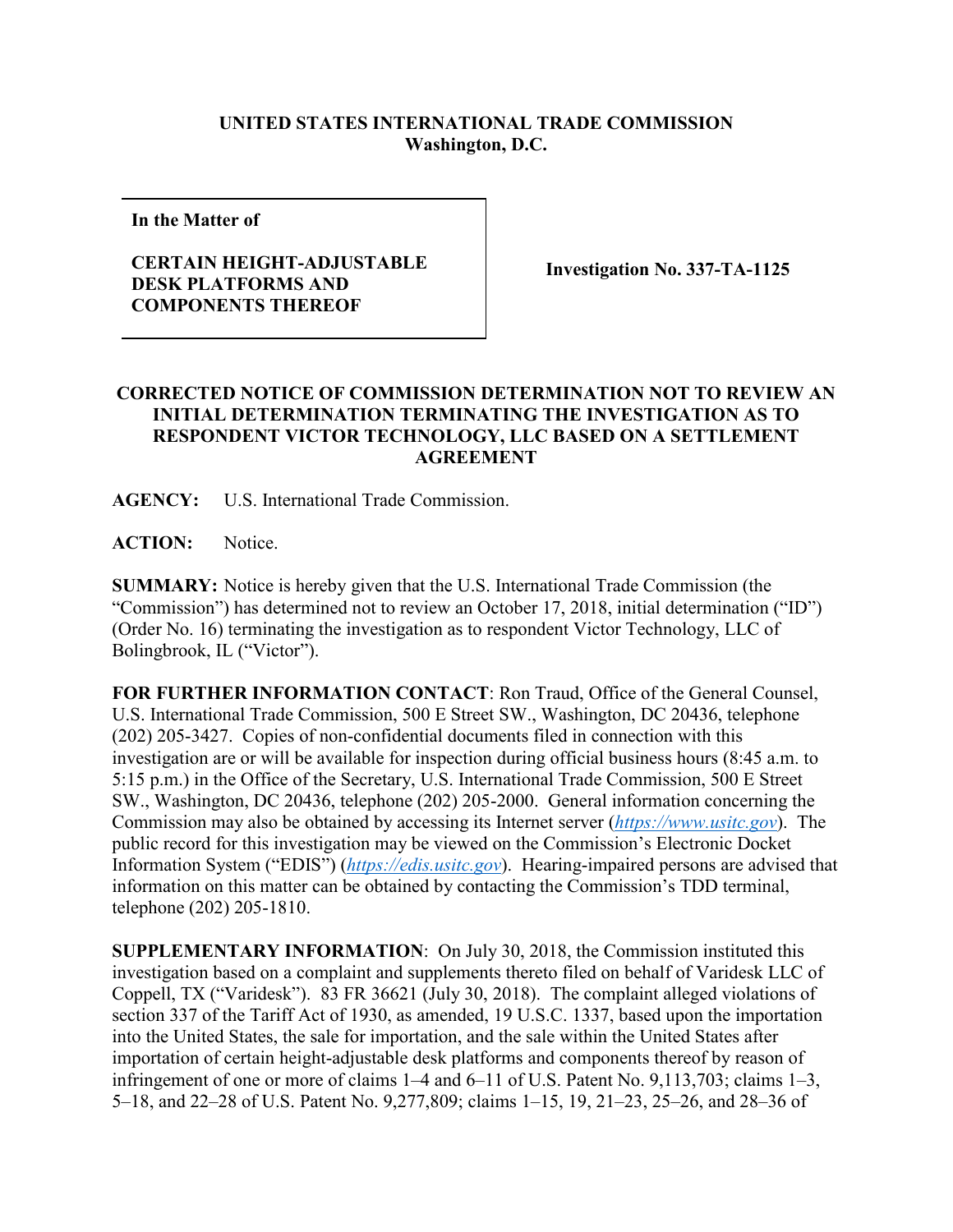**UNITED STATES INTERNATIONAL TRADE COMMISSION**
**Washington, D.C.**

| In the Matter of<br><br>**CERTAIN HEIGHT-ADJUSTABLE DESK PLATFORMS AND COMPONENTS THEREOF** | **Investigation No. 337-TA-1125** |
|---|---|

**CORRECTED NOTICE OF COMMISSION DETERMINATION NOT TO REVIEW AN INITIAL DETERMINATION TERMINATING THE INVESTIGATION AS TO RESPONDENT VICTOR TECHNOLOGY, LLC BASED ON A SETTLEMENT AGREEMENT**

**AGENCY:** U.S. International Trade Commission.

**ACTION:** Notice.

**SUMMARY:** Notice is hereby given that the U.S. International Trade Commission (the "Commission") has determined not to review an October 17, 2018, initial determination ("ID") (Order No. 16) terminating the investigation as to respondent Victor Technology, LLC of Bolingbrook, IL ("Victor").

**FOR FURTHER INFORMATION CONTACT**: Ron Traud, Office of the General Counsel, U.S. International Trade Commission, 500 E Street SW., Washington, DC 20436, telephone (202) 205-3427. Copies of non-confidential documents filed in connection with this investigation are or will be available for inspection during official business hours (8:45 a.m. to 5:15 p.m.) in the Office of the Secretary, U.S. International Trade Commission, 500 E Street SW., Washington, DC 20436, telephone (202) 205-2000. General information concerning the Commission may also be obtained by accessing its Internet server (*https://www.usitc.gov*). The public record for this investigation may be viewed on the Commission's Electronic Docket Information System ("EDIS") (*https://edis.usitc.gov*). Hearing-impaired persons are advised that information on this matter can be obtained by contacting the Commission's TDD terminal, telephone (202) 205-1810.

**SUPPLEMENTARY INFORMATION**: On July 30, 2018, the Commission instituted this investigation based on a complaint and supplements thereto filed on behalf of Varidesk LLC of Coppell, TX ("Varidesk"). 83 FR 36621 (July 30, 2018). The complaint alleged violations of section 337 of the Tariff Act of 1930, as amended, 19 U.S.C. 1337, based upon the importation into the United States, the sale for importation, and the sale within the United States after importation of certain height-adjustable desk platforms and components thereof by reason of infringement of one or more of claims 1–4 and 6–11 of U.S. Patent No. 9,113,703; claims 1–3, 5–18, and 22–28 of U.S. Patent No. 9,277,809; claims 1–15, 19, 21–23, 25–26, and 28–36 of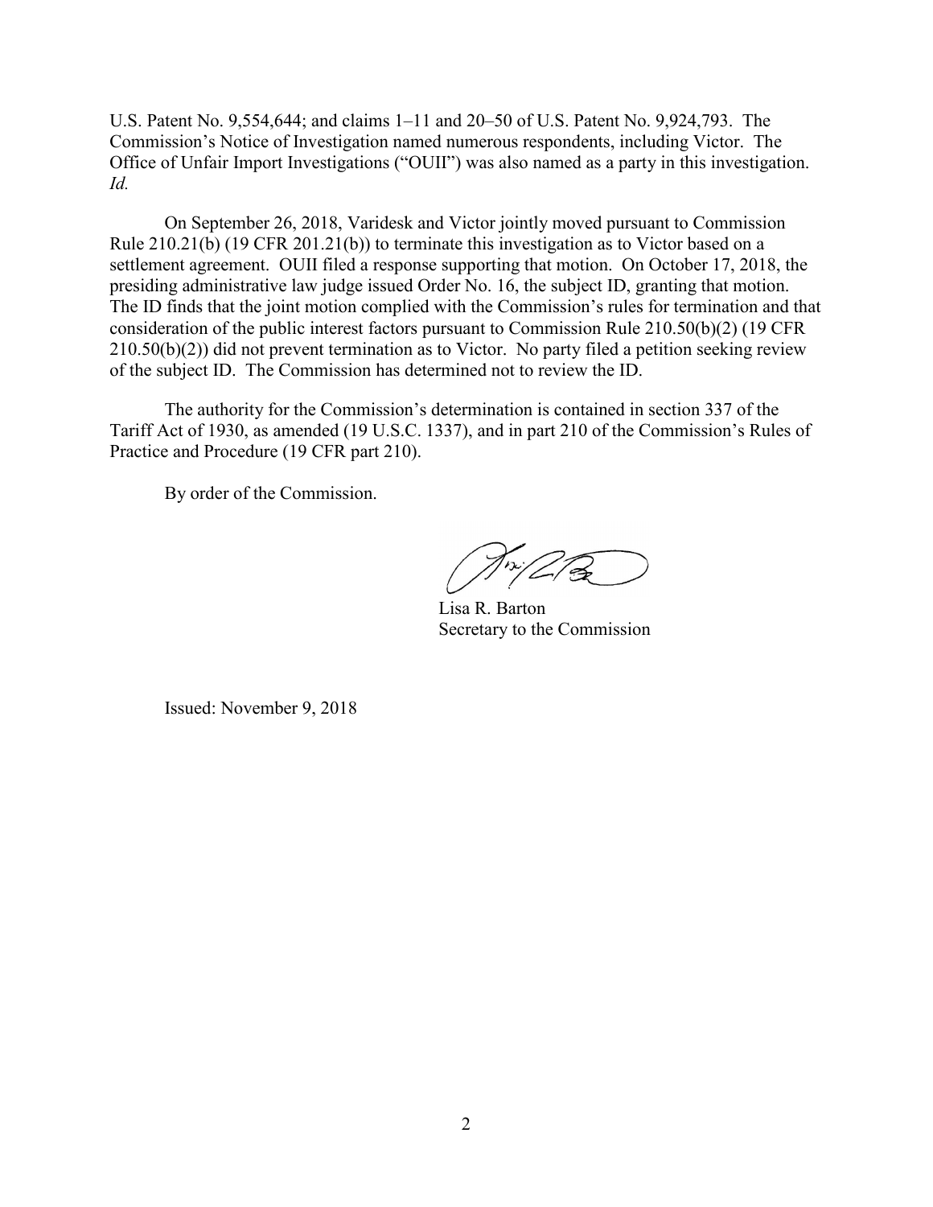U.S. Patent No. 9,554,644; and claims 1–11 and 20–50 of U.S. Patent No. 9,924,793. The Commission's Notice of Investigation named numerous respondents, including Victor. The Office of Unfair Import Investigations ("OUII") was also named as a party in this investigation. *Id.*

On September 26, 2018, Varidesk and Victor jointly moved pursuant to Commission Rule 210.21(b) (19 CFR 201.21(b)) to terminate this investigation as to Victor based on a settlement agreement. OUII filed a response supporting that motion. On October 17, 2018, the presiding administrative law judge issued Order No. 16, the subject ID, granting that motion. The ID finds that the joint motion complied with the Commission's rules for termination and that consideration of the public interest factors pursuant to Commission Rule 210.50(b)(2) (19 CFR 210.50(b)(2)) did not prevent termination as to Victor. No party filed a petition seeking review of the subject ID. The Commission has determined not to review the ID.

The authority for the Commission's determination is contained in section 337 of the Tariff Act of 1930, as amended (19 U.S.C. 1337), and in part 210 of the Commission's Rules of Practice and Procedure (19 CFR part 210).

By order of the Commission.

Lisa R. Barton
Secretary to the Commission

Issued: November 9, 2018